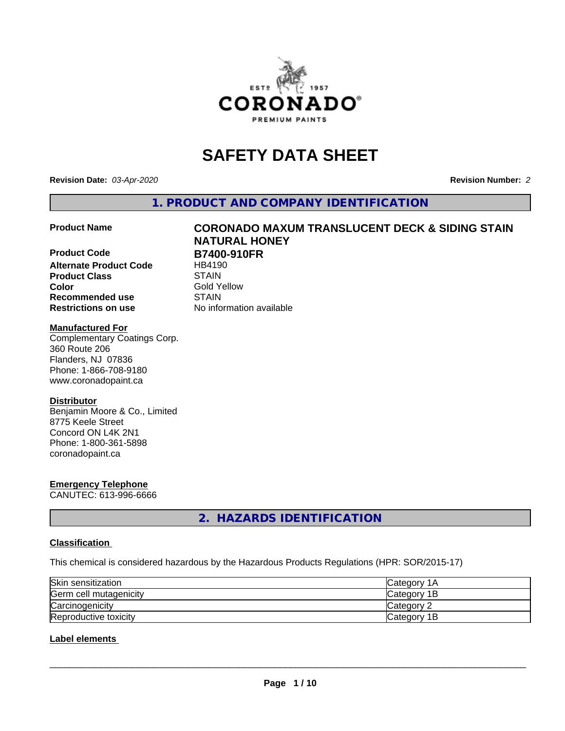# SAFETY DATA SHEET

**Revision Date:** *03-Apr-2020* **Revision Number:** *2*

## 1. PRODUCT AND COMPANY IDENTIFICATION

| | |
|---|---|
| **Product Name** | **CORONADO MAXUM TRANSLUCENT DECK & SIDING STAIN NATURAL HONEY** |
| **Product Code** | **B7400-910FR** |
| **Alternate Product Code** | HB4190 |
| **Product Class** | STAIN |
| **Color** | Gold Yellow |
| **Recommended use** | STAIN |
| **Restrictions on use** | No information available |

**Manufactured For**
Complementary Coatings Corp.
360 Route 206
Flanders, NJ 07836
Phone: 1-866-708-9180
www.coronadopaint.ca

**Distributor**
Benjamin Moore & Co., Limited
8775 Keele Street
Concord ON L4K 2N1
Phone: 1-800-361-5898
coronadopaint.ca

**Emergency Telephone**
CANUTEC: 613-996-6666

## 2. HAZARDS IDENTIFICATION

### Classification

This chemical is considered hazardous by the Hazardous Products Regulations (HPR: SOR/2015-17)

| | |
|---|---|
| Skin sensitization | Category 1A |
| Germ cell mutagenicity | Category 1B |
| Carcinogenicity | Category 2 |
| Reproductive toxicity | Category 1B |

### Label elements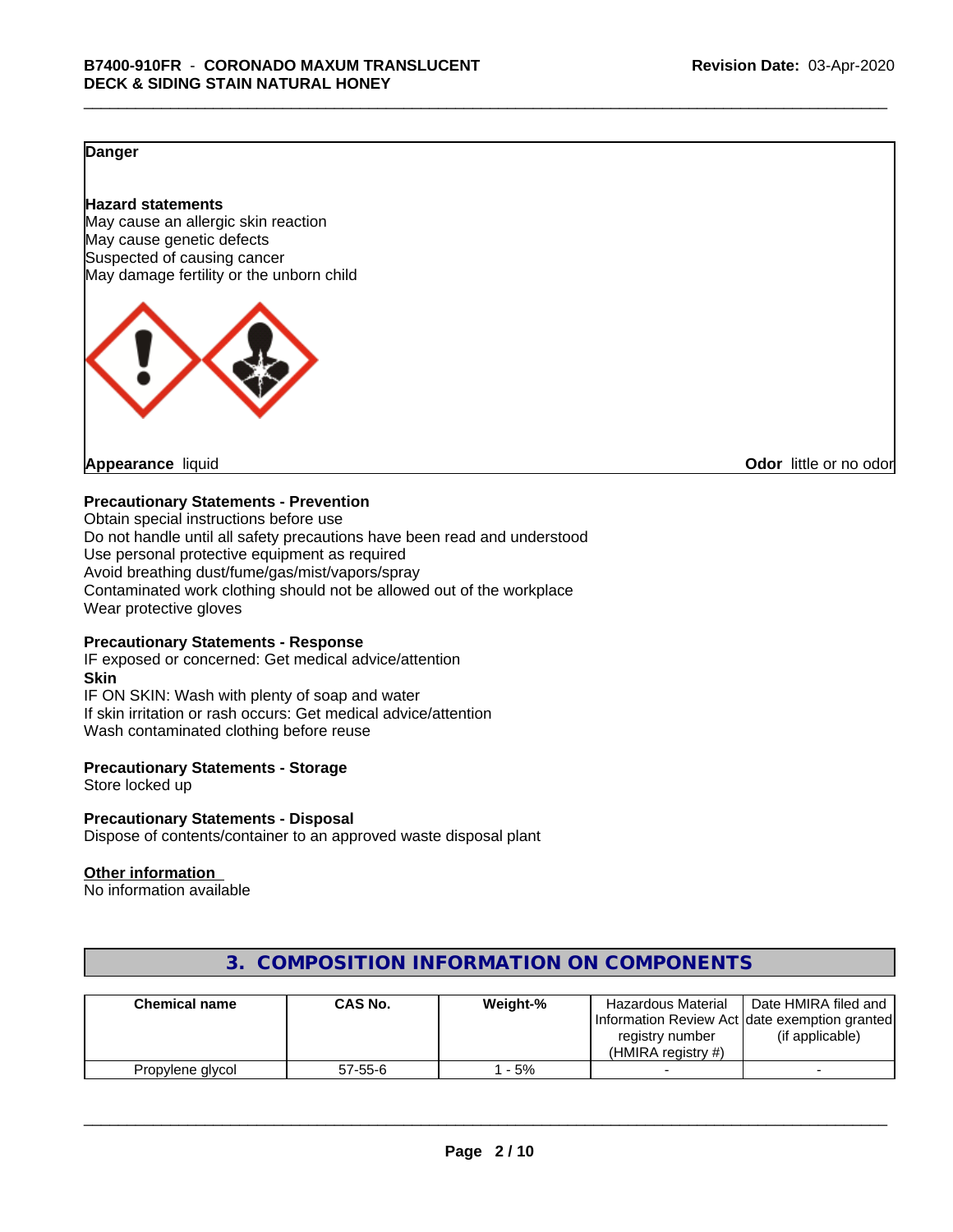**Danger**

**Hazard statements**
May cause an allergic skin reaction
May cause genetic defects
Suspected of causing cancer
May damage fertility or the unborn child

**Appearance** liquid

**Odor** little or no odor

**Precautionary Statements - Prevention**
Obtain special instructions before use
Do not handle until all safety precautions have been read and understood
Use personal protective equipment as required
Avoid breathing dust/fume/gas/mist/vapors/spray
Contaminated work clothing should not be allowed out of the workplace
Wear protective gloves

**Precautionary Statements - Response**
IF exposed or concerned: Get medical advice/attention
**Skin**
IF ON SKIN: Wash with plenty of soap and water
If skin irritation or rash occurs: Get medical advice/attention
Wash contaminated clothing before reuse

**Precautionary Statements - Storage**
Store locked up

**Precautionary Statements - Disposal**
Dispose of contents/container to an approved waste disposal plant

**Other information**
No information available

## 3. COMPOSITION INFORMATION ON COMPONENTS

| Chemical name | CAS No. | Weight-% | Hazardous Material Information Review Act registry number (HMIRA registry #) | Date HMIRA filed and date exemption granted (if applicable) |
|---|---|---|---|---|
| Propylene glycol | 57-55-6 | 1 - 5% | - | - |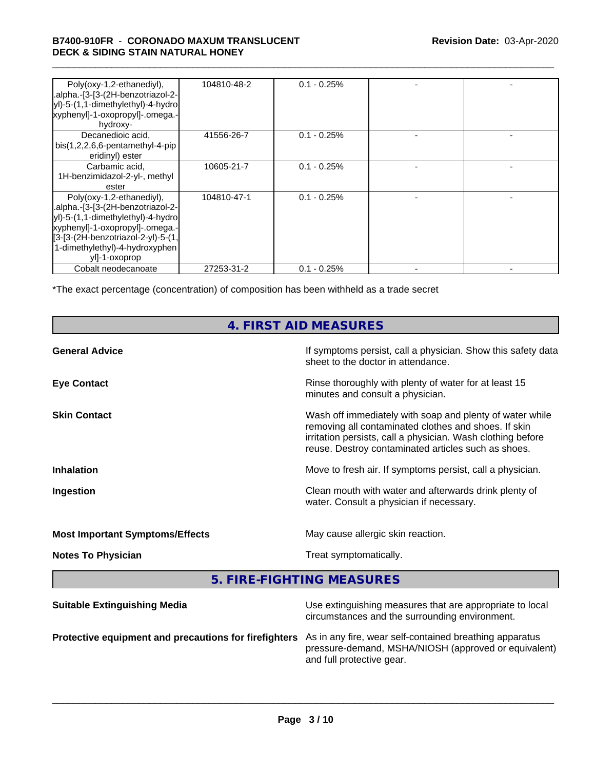| Chemical name | CAS No. | Weight-% | | |
|---|---|---|---|---|
| Poly(oxy-1,2-ethanediyl), .alpha.-[3-[3-(2H-benzotriazol-2-yl)-5-(1,1-dimethylethyl)-4-hydroxyphenyl]-1-oxopropyl]-.omega.-hydroxy- | 104810-48-2 | 0.1 - 0.25% | - | - |
| Decanedioic acid, bis(1,2,2,6,6-pentamethyl-4-piperidinyl) ester | 41556-26-7 | 0.1 - 0.25% | - | - |
| Carbamic acid, 1H-benzimidazol-2-yl-, methyl ester | 10605-21-7 | 0.1 - 0.25% | - | - |
| Poly(oxy-1,2-ethanediyl), .alpha.-[3-[3-(2H-benzotriazol-2-yl)-5-(1,1-dimethylethyl)-4-hydroxyphenyl]-1-oxopropyl]-.omega.-[3-[3-(2H-benzotriazol-2-yl)-5-(1,1-dimethylethyl)-4-hydroxyphenyl]-1-oxoprop | 104810-47-1 | 0.1 - 0.25% | - | - |
| Cobalt neodecanoate | 27253-31-2 | 0.1 - 0.25% | - | - |

*The exact percentage (concentration) of composition has been withheld as a trade secret

## 4. FIRST AID MEASURES

**General Advice** — If symptoms persist, call a physician. Show this safety data sheet to the doctor in attendance.

**Eye Contact** — Rinse thoroughly with plenty of water for at least 15 minutes and consult a physician.

**Skin Contact** — Wash off immediately with soap and plenty of water while removing all contaminated clothes and shoes. If skin irritation persists, call a physician. Wash clothing before reuse. Destroy contaminated articles such as shoes.

**Inhalation** — Move to fresh air. If symptoms persist, call a physician.

**Ingestion** — Clean mouth with water and afterwards drink plenty of water. Consult a physician if necessary.

**Most Important Symptoms/Effects** — May cause allergic skin reaction.

**Notes To Physician** — Treat symptomatically.

## 5. FIRE-FIGHTING MEASURES

**Suitable Extinguishing Media** — Use extinguishing measures that are appropriate to local circumstances and the surrounding environment.

**Protective equipment and precautions for firefighters** — As in any fire, wear self-contained breathing apparatus pressure-demand, MSHA/NIOSH (approved or equivalent) and full protective gear.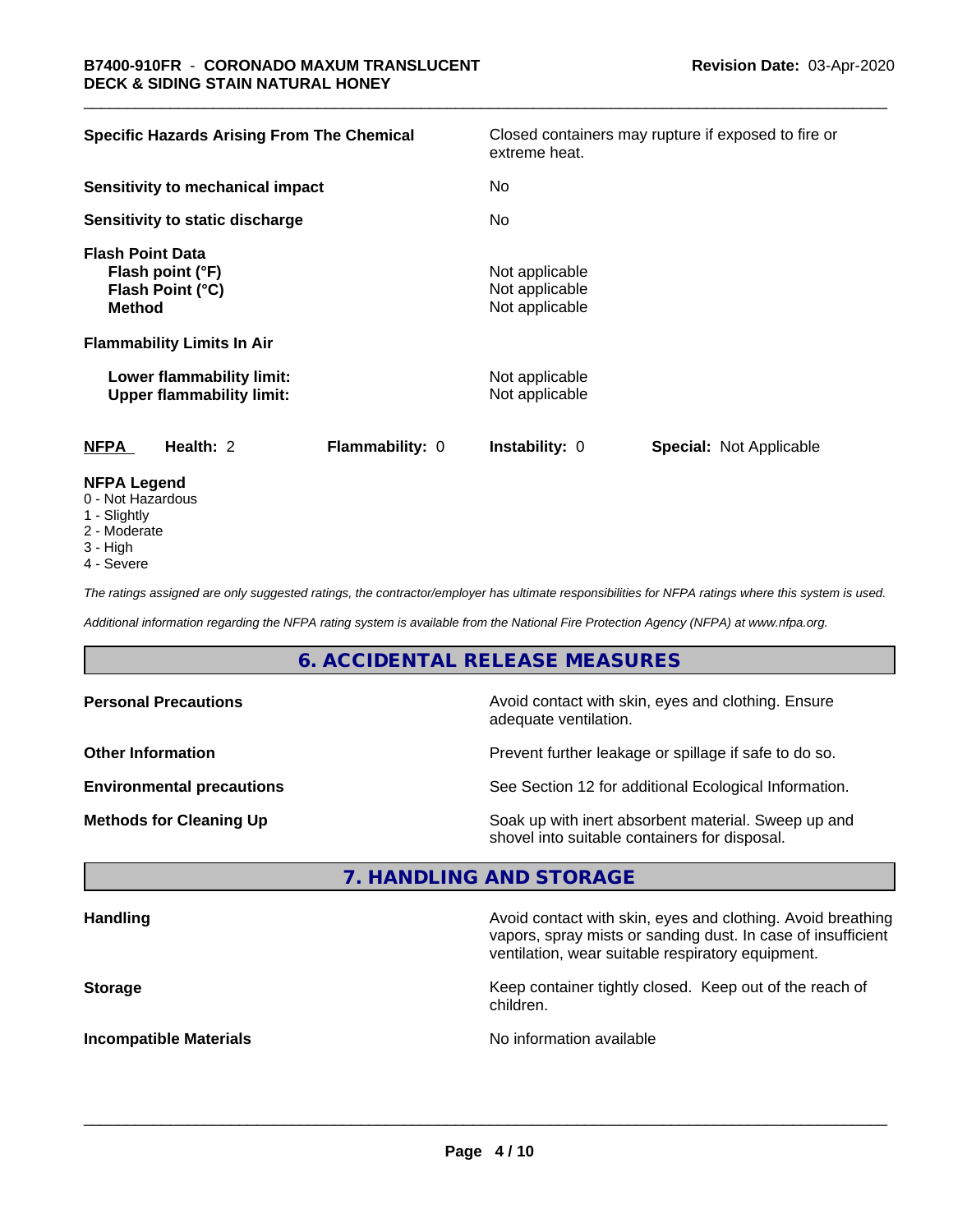**Specific Hazards Arising From The Chemical** — Closed containers may rupture if exposed to fire or extreme heat.

**Sensitivity to mechanical impact** — No

**Sensitivity to static discharge** — No

**Flash Point Data**

| | |
|---|---|
| **Flash point (°F)** | Not applicable |
| **Flash Point (°C)** | Not applicable |
| **Method** | Not applicable |

**Flammability Limits In Air**

| | |
|---|---|
| **Lower flammability limit:** | Not applicable |
| **Upper flammability limit:** | Not applicable |

| **NFPA** | **Health:** 2 | **Flammability:** 0 | **Instability:** 0 | **Special:** Not Applicable |
|---|---|---|---|---|

**NFPA Legend**
- 0 - Not Hazardous
- 1 - Slightly
- 2 - Moderate
- 3 - High
- 4 - Severe

*The ratings assigned are only suggested ratings, the contractor/employer has ultimate responsibilities for NFPA ratings where this system is used.*

*Additional information regarding the NFPA rating system is available from the National Fire Protection Agency (NFPA) at www.nfpa.org.*

## 6. ACCIDENTAL RELEASE MEASURES

| | |
|---|---|
| **Personal Precautions** | Avoid contact with skin, eyes and clothing. Ensure adequate ventilation. |
| **Other Information** | Prevent further leakage or spillage if safe to do so. |
| **Environmental precautions** | See Section 12 for additional Ecological Information. |
| **Methods for Cleaning Up** | Soak up with inert absorbent material. Sweep up and shovel into suitable containers for disposal. |

## 7. HANDLING AND STORAGE

| | |
|---|---|
| **Handling** | Avoid contact with skin, eyes and clothing. Avoid breathing vapors, spray mists or sanding dust. In case of insufficient ventilation, wear suitable respiratory equipment. |
| **Storage** | Keep container tightly closed. Keep out of the reach of children. |
| **Incompatible Materials** | No information available |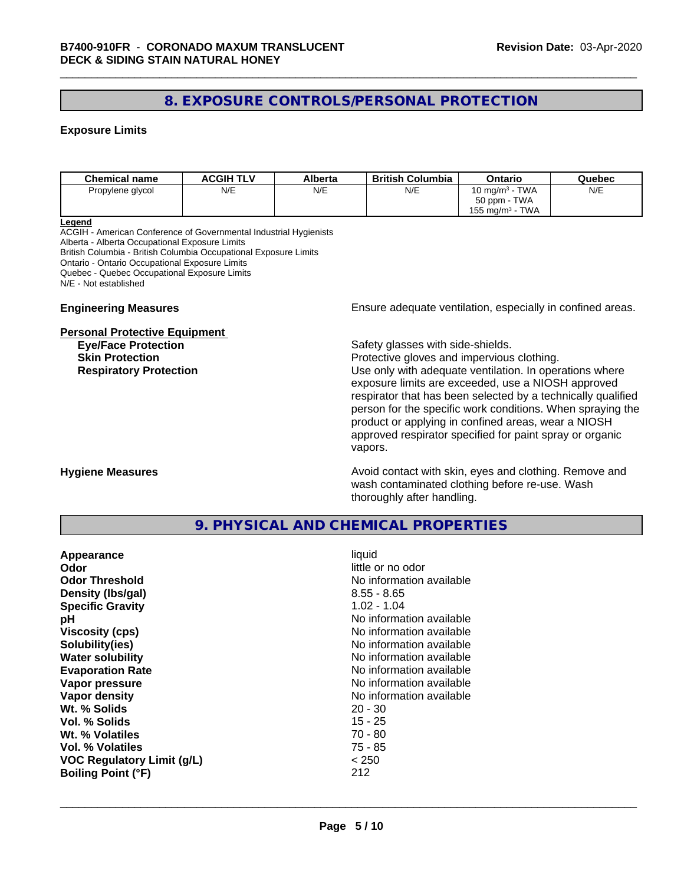## 8. EXPOSURE CONTROLS/PERSONAL PROTECTION

### Exposure Limits

| Chemical name | ACGIH TLV | Alberta | British Columbia | Ontario | Quebec |
|---|---|---|---|---|---|
| Propylene glycol | N/E | N/E | N/E | 10 $mg/m^3$ - TWA<br>50 ppm - TWA<br>155 $mg/m^3$ - TWA | N/E |

**Legend**
ACGIH - American Conference of Governmental Industrial Hygienists
Alberta - Alberta Occupational Exposure Limits
British Columbia - British Columbia Occupational Exposure Limits
Ontario - Ontario Occupational Exposure Limits
Quebec - Quebec Occupational Exposure Limits
N/E - Not established

**Engineering Measures** Ensure adequate ventilation, especially in confined areas.

**Personal Protective Equipment**

**Eye/Face Protection** Safety glasses with side-shields.

**Skin Protection** Protective gloves and impervious clothing.

**Respiratory Protection** Use only with adequate ventilation. In operations where exposure limits are exceeded, use a NIOSH approved respirator that has been selected by a technically qualified person for the specific work conditions. When spraying the product or applying in confined areas, wear a NIOSH approved respirator specified for paint spray or organic vapors.

**Hygiene Measures** Avoid contact with skin, eyes and clothing. Remove and wash contaminated clothing before re-use. Wash thoroughly after handling.

## 9. PHYSICAL AND CHEMICAL PROPERTIES

| | |
|---|---|
| **Appearance** | liquid |
| **Odor** | little or no odor |
| **Odor Threshold** | No information available |
| **Density (lbs/gal)** | 8.55 - 8.65 |
| **Specific Gravity** | 1.02 - 1.04 |
| **pH** | No information available |
| **Viscosity (cps)** | No information available |
| **Solubility(ies)** | No information available |
| **Water solubility** | No information available |
| **Evaporation Rate** | No information available |
| **Vapor pressure** | No information available |
| **Vapor density** | No information available |
| **Wt. % Solids** | 20 - 30 |
| **Vol. % Solids** | 15 - 25 |
| **Wt. % Volatiles** | 70 - 80 |
| **Vol. % Volatiles** | 75 - 85 |
| **VOC Regulatory Limit (g/L)** | < 250 |
| **Boiling Point (°F)** | 212 |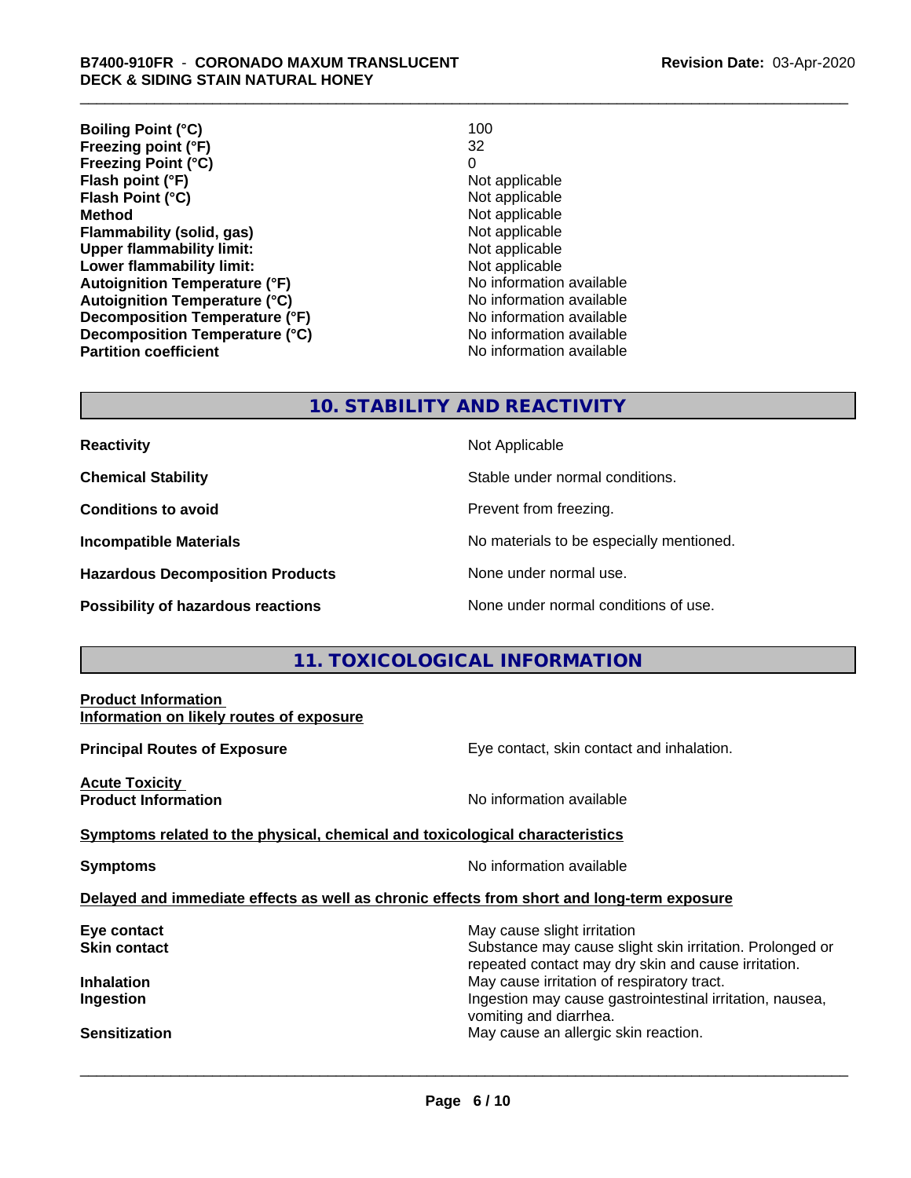| | |
|---|---|
| **Boiling Point (°C)** | 100 |
| **Freezing point (°F)** | 32 |
| **Freezing Point (°C)** | 0 |
| **Flash point (°F)** | Not applicable |
| **Flash Point (°C)** | Not applicable |
| **Method** | Not applicable |
| **Flammability (solid, gas)** | Not applicable |
| **Upper flammability limit:** | Not applicable |
| **Lower flammability limit:** | Not applicable |
| **Autoignition Temperature (°F)** | No information available |
| **Autoignition Temperature (°C)** | No information available |
| **Decomposition Temperature (°F)** | No information available |
| **Decomposition Temperature (°C)** | No information available |
| **Partition coefficient** | No information available |

## 10. STABILITY AND REACTIVITY

| | |
|---|---|
| **Reactivity** | Not Applicable |
| **Chemical Stability** | Stable under normal conditions. |
| **Conditions to avoid** | Prevent from freezing. |
| **Incompatible Materials** | No materials to be especially mentioned. |
| **Hazardous Decomposition Products** | None under normal use. |
| **Possibility of hazardous reactions** | None under normal conditions of use. |

## 11. TOXICOLOGICAL INFORMATION

**Product Information**

**Information on likely routes of exposure**

**Principal Routes of Exposure** — Eye contact, skin contact and inhalation.

**Acute Toxicity**

**Product Information** — No information available

**Symptoms related to the physical, chemical and toxicological characteristics**

**Symptoms** — No information available

**Delayed and immediate effects as well as chronic effects from short and long-term exposure**

| | |
|---|---|
| **Eye contact** | May cause slight irritation |
| **Skin contact** | Substance may cause slight skin irritation. Prolonged or repeated contact may dry skin and cause irritation. |
| **Inhalation** | May cause irritation of respiratory tract. |
| **Ingestion** | Ingestion may cause gastrointestinal irritation, nausea, vomiting and diarrhea. |
| **Sensitization** | May cause an allergic skin reaction. |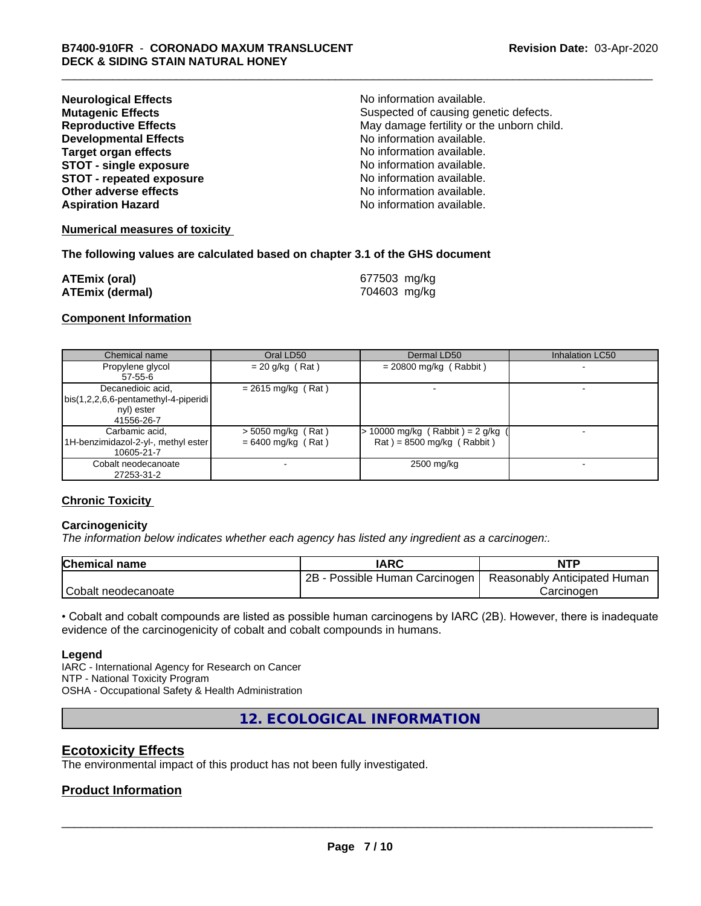| | |
|---|---|
| **Neurological Effects** | No information available. |
| **Mutagenic Effects** | Suspected of causing genetic defects. |
| **Reproductive Effects** | May damage fertility or the unborn child. |
| **Developmental Effects** | No information available. |
| **Target organ effects** | No information available. |
| **STOT - single exposure** | No information available. |
| **STOT - repeated exposure** | No information available. |
| **Other adverse effects** | No information available. |
| **Aspiration Hazard** | No information available. |

**Numerical measures of toxicity**

**The following values are calculated based on chapter 3.1 of the GHS document**

| | |
|---|---|
| **ATEmix (oral)** | 677503 mg/kg |
| **ATEmix (dermal)** | 704603 mg/kg |

**Component Information**

| Chemical name | Oral LD50 | Dermal LD50 | Inhalation LC50 |
|---|---|---|---|
| Propylene glycol<br>57-55-6 | = 20 g/kg ( Rat ) | = 20800 mg/kg ( Rabbit ) | - |
| Decanedioic acid, bis(1,2,2,6,6-pentamethyl-4-piperidinyl) ester<br>41556-26-7 | = 2615 mg/kg ( Rat ) | - | - |
| Carbamic acid, 1H-benzimidazol-2-yl-, methyl ester<br>10605-21-7 | > 5050 mg/kg ( Rat )<br>= 6400 mg/kg ( Rat ) | > 10000 mg/kg ( Rabbit ) = 2 g/kg ( Rat ) = 8500 mg/kg ( Rabbit ) | - |
| Cobalt neodecanoate<br>27253-31-2 | - | 2500 mg/kg | - |

**Chronic Toxicity**

**Carcinogenicity**

*The information below indicates whether each agency has listed any ingredient as a carcinogen:.*

| Chemical name | IARC | NTP |
|---|---|---|
| Cobalt neodecanoate | 2B - Possible Human Carcinogen | Reasonably Anticipated Human Carcinogen |

• Cobalt and cobalt compounds are listed as possible human carcinogens by IARC (2B). However, there is inadequate evidence of the carcinogenicity of cobalt and cobalt compounds in humans.

**Legend**

IARC - International Agency for Research on Cancer
NTP - National Toxicity Program
OSHA - Occupational Safety & Health Administration

## 12. ECOLOGICAL INFORMATION

## Ecotoxicity Effects

The environmental impact of this product has not been fully investigated.

## Product Information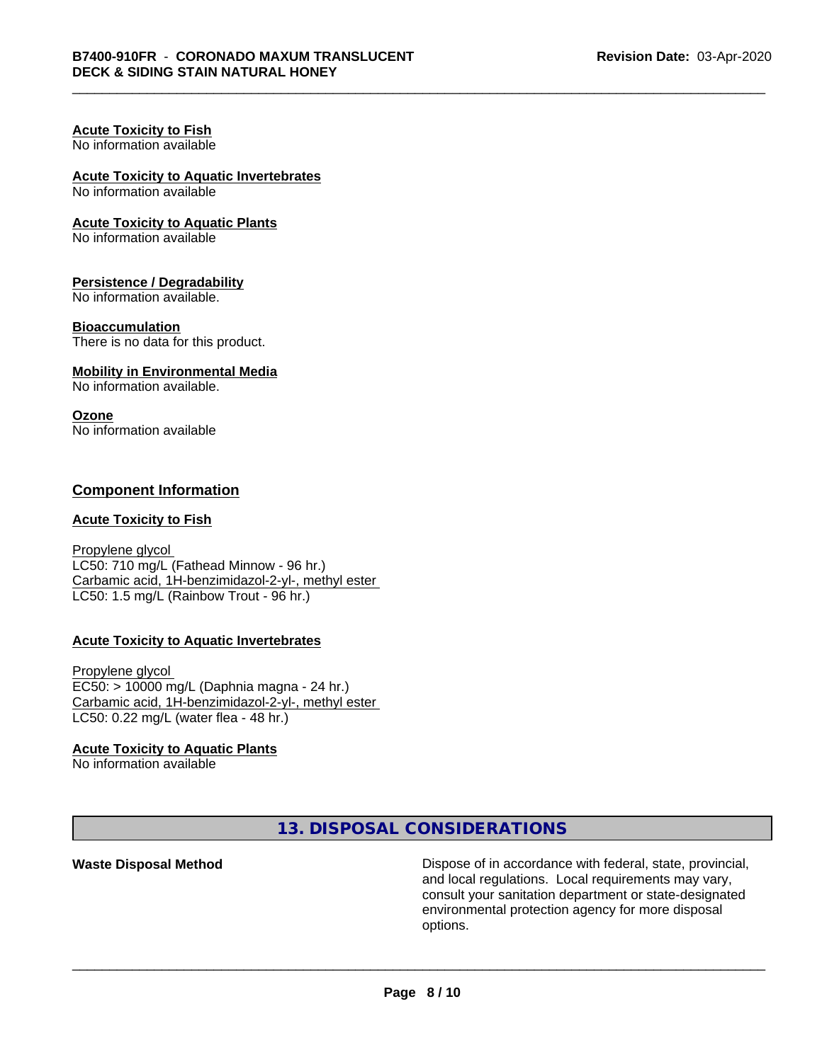**Acute Toxicity to Fish**
No information available

**Acute Toxicity to Aquatic Invertebrates**
No information available

**Acute Toxicity to Aquatic Plants**
No information available

**Persistence / Degradability**
No information available.

**Bioaccumulation**
There is no data for this product.

**Mobility in Environmental Media**
No information available.

**Ozone**
No information available

## Component Information

**Acute Toxicity to Fish**

Propylene glycol
LC50: 710 mg/L (Fathead Minnow - 96 hr.)
Carbamic acid, 1H-benzimidazol-2-yl-, methyl ester
LC50: 1.5 mg/L (Rainbow Trout - 96 hr.)

**Acute Toxicity to Aquatic Invertebrates**

Propylene glycol
EC50: > 10000 mg/L (Daphnia magna - 24 hr.)
Carbamic acid, 1H-benzimidazol-2-yl-, methyl ester
LC50: 0.22 mg/L (water flea - 48 hr.)

**Acute Toxicity to Aquatic Plants**
No information available

## 13. DISPOSAL CONSIDERATIONS

| | |
|---|---|
| **Waste Disposal Method** | Dispose of in accordance with federal, state, provincial, and local regulations. Local requirements may vary, consult your sanitation department or state-designated environmental protection agency for more disposal options. |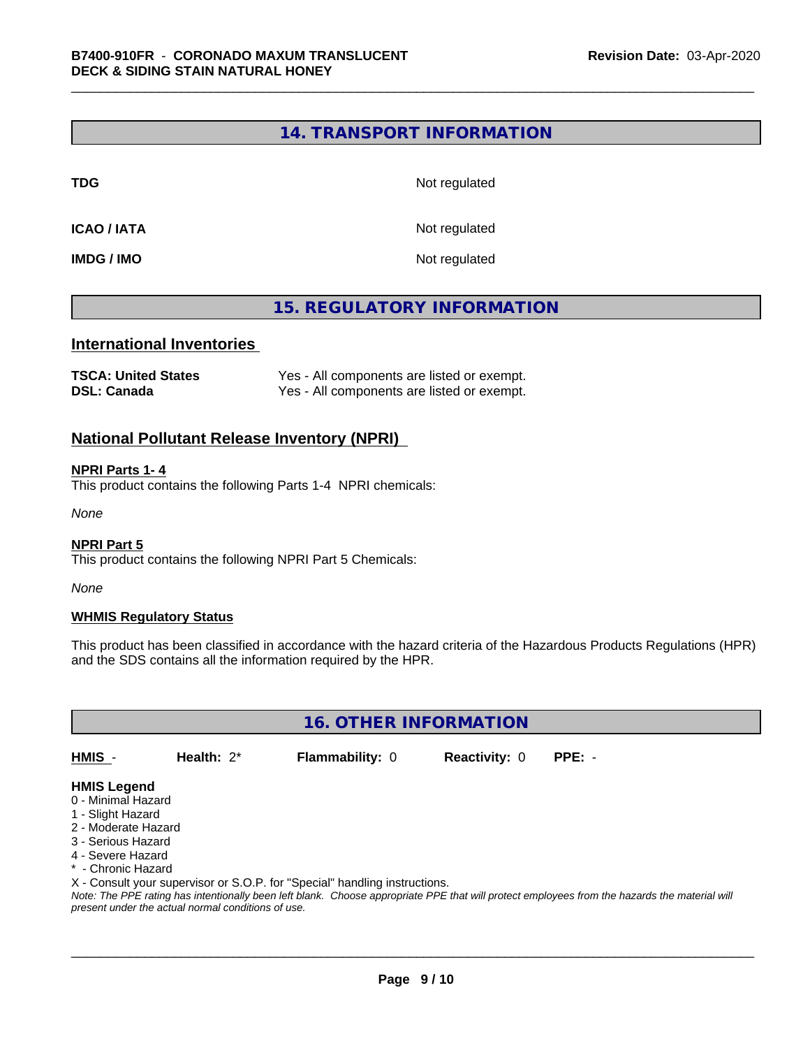## 14. TRANSPORT INFORMATION

| | |
|---|---|
| **TDG** | Not regulated |
| **ICAO / IATA** | Not regulated |
| **IMDG / IMO** | Not regulated |

## 15. REGULATORY INFORMATION

### International Inventories

| | |
|---|---|
| **TSCA: United States** | Yes - All components are listed or exempt. |
| **DSL: Canada** | Yes - All components are listed or exempt. |

### National Pollutant Release Inventory (NPRI)

**NPRI Parts 1- 4**

This product contains the following Parts 1-4 NPRI chemicals:

*None*

**NPRI Part 5**

This product contains the following NPRI Part 5 Chemicals:

*None*

**WHMIS Regulatory Status**

This product has been classified in accordance with the hazard criteria of the Hazardous Products Regulations (HPR) and the SDS contains all the information required by the HPR.

## 16. OTHER INFORMATION

| HMIS - | Health: 2* | Flammability: 0 | Reactivity: 0 | PPE: - |
|---|---|---|---|---|

**HMIS Legend**

0 - Minimal Hazard
1 - Slight Hazard
2 - Moderate Hazard
3 - Serious Hazard
4 - Severe Hazard
* - Chronic Hazard
X - Consult your supervisor or S.O.P. for "Special" handling instructions.

*Note: The PPE rating has intentionally been left blank. Choose appropriate PPE that will protect employees from the hazards the material will present under the actual normal conditions of use.*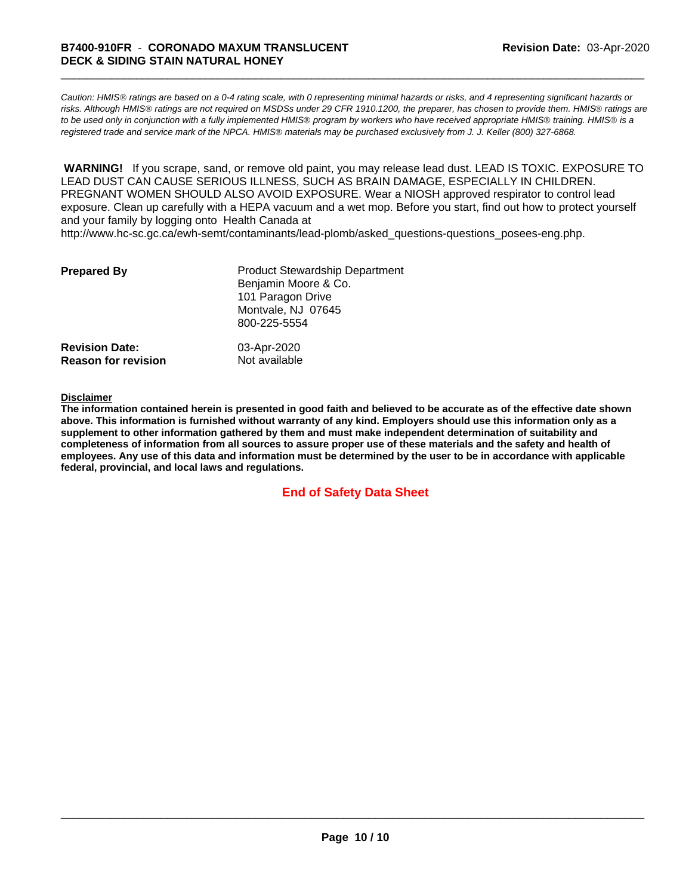*Caution: HMIS® ratings are based on a 0-4 rating scale, with 0 representing minimal hazards or risks, and 4 representing significant hazards or risks. Although HMIS® ratings are not required on MSDSs under 29 CFR 1910.1200, the preparer, has chosen to provide them. HMIS® ratings are to be used only in conjunction with a fully implemented HMIS® program by workers who have received appropriate HMIS® training. HMIS® is a registered trade and service mark of the NPCA. HMIS® materials may be purchased exclusively from J. J. Keller (800) 327-6868.*

**WARNING!** If you scrape, sand, or remove old paint, you may release lead dust. LEAD IS TOXIC. EXPOSURE TO LEAD DUST CAN CAUSE SERIOUS ILLNESS, SUCH AS BRAIN DAMAGE, ESPECIALLY IN CHILDREN. PREGNANT WOMEN SHOULD ALSO AVOID EXPOSURE. Wear a NIOSH approved respirator to control lead exposure. Clean up carefully with a HEPA vacuum and a wet mop. Before you start, find out how to protect yourself and your family by logging onto Health Canada at http://www.hc-sc.gc.ca/ewh-semt/contaminants/lead-plomb/asked_questions-questions_posees-eng.php.

| | |
|---|---|
| **Prepared By** | Product Stewardship Department<br>Benjamin Moore & Co.<br>101 Paragon Drive<br>Montvale, NJ 07645<br>800-225-5554 |
| **Revision Date:** | 03-Apr-2020 |
| **Reason for revision** | Not available |

**Disclaimer**

**The information contained herein is presented in good faith and believed to be accurate as of the effective date shown above. This information is furnished without warranty of any kind. Employers should use this information only as a supplement to other information gathered by them and must make independent determination of suitability and completeness of information from all sources to assure proper use of these materials and the safety and health of employees. Any use of this data and information must be determined by the user to be in accordance with applicable federal, provincial, and local laws and regulations.**

**End of Safety Data Sheet**